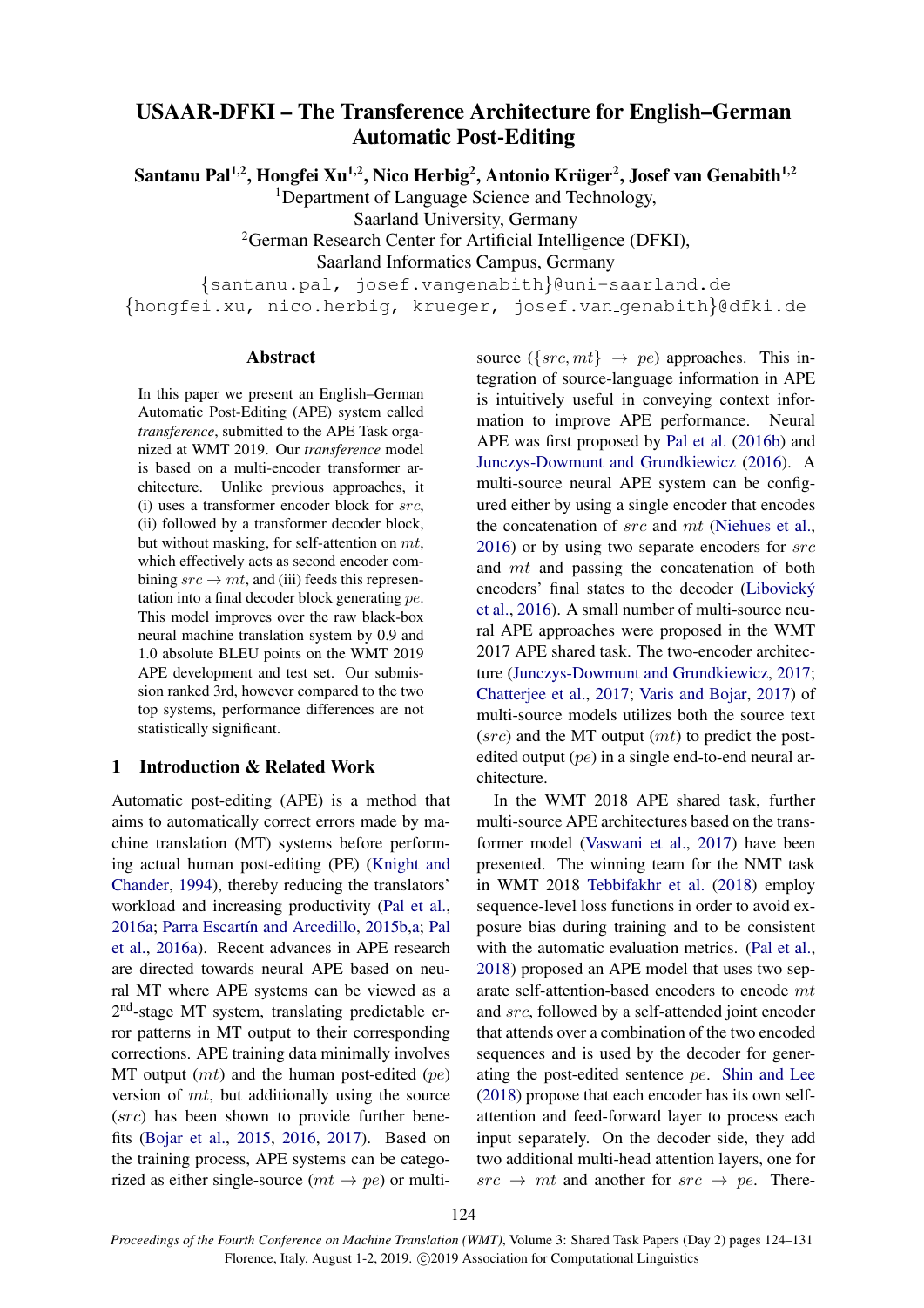# USAAR-DFKI – The Transference Architecture for English–German Automatic Post-Editing

**Santanu Pal[1,2], Hongfei Xu[1,2], Nico Herbig[2], Antonio Krüger[2], Josef van Genabith[1,2]**

[1]Department of Language Science and Technology, Saarland University, Germany

[2]German Research Center for Artificial Intelligence (DFKI), Saarland Informatics Campus, Germany

{santanu.pal, josef.vangenabith}@uni-saarland.de

{hongfei.xu, nico.herbig, krueger, josef.van_genabith}@dfki.de

## Abstract

In this paper we present an English–German Automatic Post-Editing (APE) system called *transference*, submitted to the APE Task organized at WMT 2019. Our *transference* model is based on a multi-encoder transformer architecture. Unlike previous approaches, it (i) uses a transformer encoder block for $src$, (ii) followed by a transformer decoder block, but without masking, for self-attention on $mt$, which effectively acts as second encoder combining $src \rightarrow mt$, and (iii) feeds this representation into a final decoder block generating $pe$. This model improves over the raw black-box neural machine translation system by 0.9 and 1.0 absolute BLEU points on the WMT 2019 APE development and test set. Our submission ranked 3rd, however compared to the two top systems, performance differences are not statistically significant.

## 1 Introduction & Related Work

Automatic post-editing (APE) is a method that aims to automatically correct errors made by machine translation (MT) systems before performing actual human post-editing (PE) (Knight and Chander, 1994), thereby reducing the translators' workload and increasing productivity (Pal et al., 2016a; Parra Escartín and Arcedillo, 2015b,a; Pal et al., 2016a). Recent advances in APE research are directed towards neural APE based on neural MT where APE systems can be viewed as a 2nd-stage MT system, translating predictable error patterns in MT output to their corresponding corrections. APE training data minimally involves MT output ($mt$) and the human post-edited ($pe$) version of $mt$, but additionally using the source ($src$) has been shown to provide further benefits (Bojar et al., 2015, 2016, 2017). Based on the training process, APE systems can be categorized as either single-source ($mt \rightarrow pe$) or multi-source ($\{src, mt\} \rightarrow pe$) approaches. This integration of source-language information in APE is intuitively useful in conveying context information to improve APE performance. Neural APE was first proposed by Pal et al. (2016b) and Junczys-Dowmunt and Grundkiewicz (2016). A multi-source neural APE system can be configured either by using a single encoder that encodes the concatenation of $src$ and $mt$ (Niehues et al., 2016) or by using two separate encoders for $src$ and $mt$ and passing the concatenation of both encoders' final states to the decoder (Libovický et al., 2016). A small number of multi-source neural APE approaches were proposed in the WMT 2017 APE shared task. The two-encoder architecture (Junczys-Dowmunt and Grundkiewicz, 2017; Chatterjee et al., 2017; Varis and Bojar, 2017) of multi-source models utilizes both the source text ($src$) and the MT output ($mt$) to predict the post-edited output ($pe$) in a single end-to-end neural architecture.

In the WMT 2018 APE shared task, further multi-source APE architectures based on the transformer model (Vaswani et al., 2017) have been presented. The winning team for the NMT task in WMT 2018 Tebbifakhr et al. (2018) employ sequence-level loss functions in order to avoid exposure bias during training and to be consistent with the automatic evaluation metrics. (Pal et al., 2018) proposed an APE model that uses two separate self-attention-based encoders to encode $mt$ and $src$, followed by a self-attended joint encoder that attends over a combination of the two encoded sequences and is used by the decoder for generating the post-edited sentence $pe$. Shin and Lee (2018) propose that each encoder has its own self-attention and feed-forward layer to process each input separately. On the decoder side, they add two additional multi-head attention layers, one for $src \rightarrow mt$ and another for $src \rightarrow pe$. There-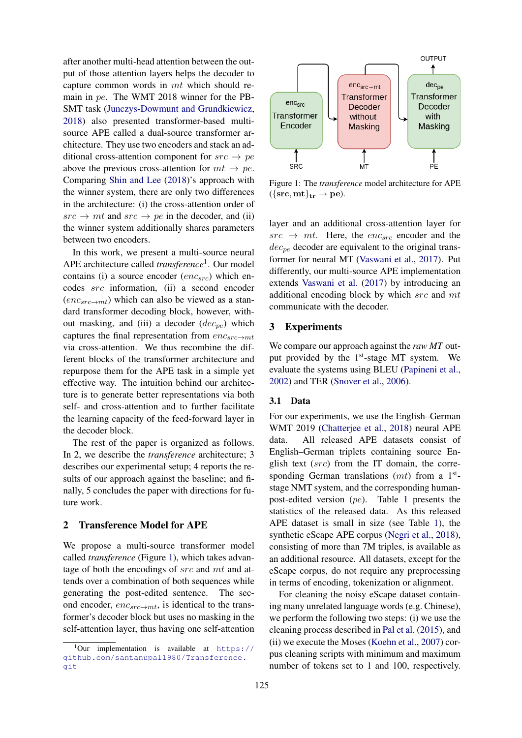after another multi-head attention between the output of those attention layers helps the decoder to capture common words in $mt$ which should remain in $pe$. The WMT 2018 winner for the PB-SMT task (Junczys-Dowmunt and Grundkiewicz, 2018) also presented transformer-based multi-source APE called a dual-source transformer architecture. They use two encoders and stack an additional cross-attention component for $src \rightarrow pe$ above the previous cross-attention for $mt \rightarrow pe$. Comparing Shin and Lee (2018)'s approach with the winner system, there are only two differences in the architecture: (i) the cross-attention order of $src \rightarrow mt$ and $src \rightarrow pe$ in the decoder, and (ii) the winner system additionally shares parameters between two encoders.

In this work, we present a multi-source neural APE architecture called *transference*[1]. Our model contains (i) a source encoder ($enc_{src}$) which encodes $src$ information, (ii) a second encoder ($enc_{src \rightarrow mt}$) which can also be viewed as a standard transformer decoding block, however, without masking, and (iii) a decoder ($dec_{pe}$) which captures the final representation from $enc_{src \rightarrow mt}$ via cross-attention. We thus recombine the different blocks of the transformer architecture and repurpose them for the APE task in a simple yet effective way. The intuition behind our architecture is to generate better representations via both self- and cross-attention and to further facilitate the learning capacity of the feed-forward layer in the decoder block.

The rest of the paper is organized as follows. In 2, we describe the *transference* architecture; 3 describes our experimental setup; 4 reports the results of our approach against the baseline; and finally, 5 concludes the paper with directions for future work.

## 2 Transference Model for APE

We propose a multi-source transformer model called *transference* (Figure 1), which takes advantage of both the encodings of $src$ and $mt$ and attends over a combination of both sequences while generating the post-edited sentence. The second encoder, $enc_{src \rightarrow mt}$, is identical to the transformer's decoder block but uses no masking in the self-attention layer, thus having one self-attention layer and an additional cross-attention layer for $src \rightarrow mt$. Here, the $enc_{src}$ encoder and the $dec_{pe}$ decoder are equivalent to the original transformer for neural MT (Vaswani et al., 2017). Put differently, our multi-source APE implementation extends Vaswani et al. (2017) by introducing an additional encoding block by which $src$ and $mt$ communicate with the decoder.

[1] Our implementation is available at https://github.com/santanupal1980/Transference.git

Figure 1: The *transference* model architecture for APE ($\{\mathbf{src}, \mathbf{mt}\}_{\mathbf{tr}} \rightarrow \mathbf{pe}$).

## 3 Experiments

We compare our approach against the *raw MT* output provided by the 1st-stage MT system. We evaluate the systems using BLEU (Papineni et al., 2002) and TER (Snover et al., 2006).

### 3.1 Data

For our experiments, we use the English–German WMT 2019 (Chatterjee et al., 2018) neural APE data. All released APE datasets consist of English–German triplets containing source English text ($src$) from the IT domain, the corresponding German translations ($mt$) from a 1st-stage NMT system, and the corresponding human-post-edited version ($pe$). Table 1 presents the statistics of the released data. As this released APE dataset is small in size (see Table 1), the synthetic eScape APE corpus (Negri et al., 2018), consisting of more than 7M triples, is available as an additional resource. All datasets, except for the eScape corpus, do not require any preprocessing in terms of encoding, tokenization or alignment.

For cleaning the noisy eScape dataset containing many unrelated language words (e.g. Chinese), we perform the following two steps: (i) we use the cleaning process described in Pal et al. (2015), and (ii) we execute the Moses (Koehn et al., 2007) corpus cleaning scripts with minimum and maximum number of tokens set to 1 and 100, respectively.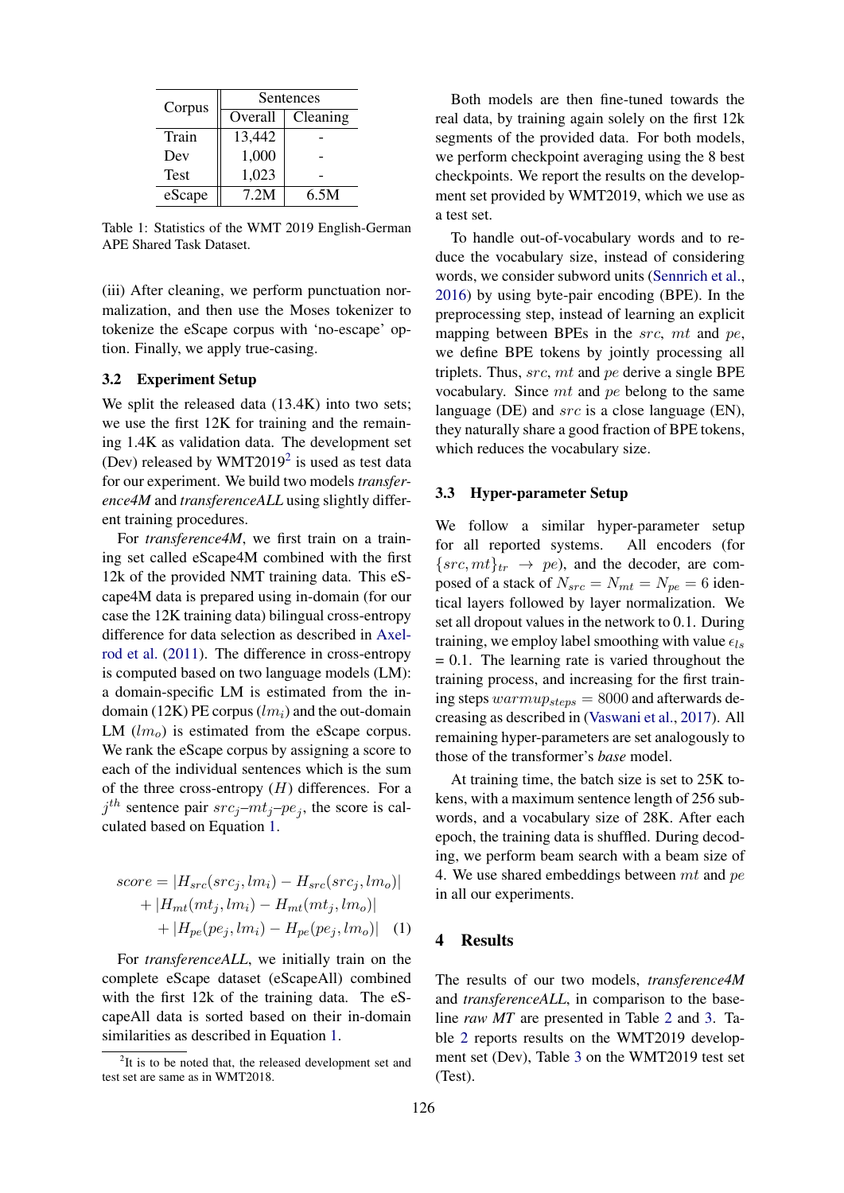| Corpus | Sentences | |
|---|---|---|
| | Overall | Cleaning |
| Train | 13,442 | - |
| Dev | 1,000 | - |
| Test | 1,023 | - |
| eScape | 7.2M | 6.5M |

Table 1: Statistics of the WMT 2019 English-German APE Shared Task Dataset.

(iii) After cleaning, we perform punctuation normalization, and then use the Moses tokenizer to tokenize the eScape corpus with 'no-escape' option. Finally, we apply true-casing.

### 3.2 Experiment Setup

We split the released data (13.4K) into two sets; we use the first 12K for training and the remaining 1.4K as validation data. The development set (Dev) released by WMT2019[2] is used as test data for our experiment. We build two models *transference4M* and *transferenceALL* using slightly different training procedures.

For *transference4M*, we first train on a training set called eScape4M combined with the first 12k of the provided NMT training data. This eScape4M data is prepared using in-domain (for our case the 12K training data) bilingual cross-entropy difference for data selection as described in Axelrod et al. (2011). The difference in cross-entropy is computed based on two language models (LM): a domain-specific LM is estimated from the in-domain (12K) PE corpus ($lm_i$) and the out-domain LM ($lm_o$) is estimated from the eScape corpus. We rank the eScape corpus by assigning a score to each of the individual sentences which is the sum of the three cross-entropy ($H$) differences. For a $j^{th}$ sentence pair $src_j$–$mt_j$–$pe_j$, the score is calculated based on Equation 1.

$$
\begin{aligned}
score = &|H_{src}(src_j, lm_i) - H_{src}(src_j, lm_o)| \\
&+ |H_{mt}(mt_j, lm_i) - H_{mt}(mt_j, lm_o)| \\
&+ |H_{pe}(pe_j, lm_i) - H_{pe}(pe_j, lm_o)| \quad (1)
\end{aligned}
$$

For *transferenceALL*, we initially train on the complete eScape dataset (eScapeAll) combined with the first 12k of the training data. The eScapeAll data is sorted based on their in-domain similarities as described in Equation 1.

[2] It is to be noted that, the released development set and test set are same as in WMT2018.

Both models are then fine-tuned towards the real data, by training again solely on the first 12k segments of the provided data. For both models, we perform checkpoint averaging using the 8 best checkpoints. We report the results on the development set provided by WMT2019, which we use as a test set.

To handle out-of-vocabulary words and to reduce the vocabulary size, instead of considering words, we consider subword units (Sennrich et al., 2016) by using byte-pair encoding (BPE). In the preprocessing step, instead of learning an explicit mapping between BPEs in the $src$, $mt$ and $pe$, we define BPE tokens by jointly processing all triplets. Thus, $src$, $mt$ and $pe$ derive a single BPE vocabulary. Since $mt$ and $pe$ belong to the same language (DE) and $src$ is a close language (EN), they naturally share a good fraction of BPE tokens, which reduces the vocabulary size.

### 3.3 Hyper-parameter Setup

We follow a similar hyper-parameter setup for all reported systems. All encoders (for $\{src, mt\}_{tr} \rightarrow pe$), and the decoder, are composed of a stack of $N_{src} = N_{mt} = N_{pe} = 6$ identical layers followed by layer normalization. We set all dropout values in the network to 0.1. During training, we employ label smoothing with value $\epsilon_{ls}$ = 0.1. The learning rate is varied throughout the training process, and increasing for the first training steps $warmup_{steps} = 8000$ and afterwards decreasing as described in (Vaswani et al., 2017). All remaining hyper-parameters are set analogously to those of the transformer's *base* model.

At training time, the batch size is set to 25K tokens, with a maximum sentence length of 256 subwords, and a vocabulary size of 28K. After each epoch, the training data is shuffled. During decoding, we perform beam search with a beam size of 4. We use shared embeddings between $mt$ and $pe$ in all our experiments.

## 4 Results

The results of our two models, *transference4M* and *transferenceALL*, in comparison to the baseline *raw MT* are presented in Table 2 and 3. Table 2 reports results on the WMT2019 development set (Dev), Table 3 on the WMT2019 test set (Test).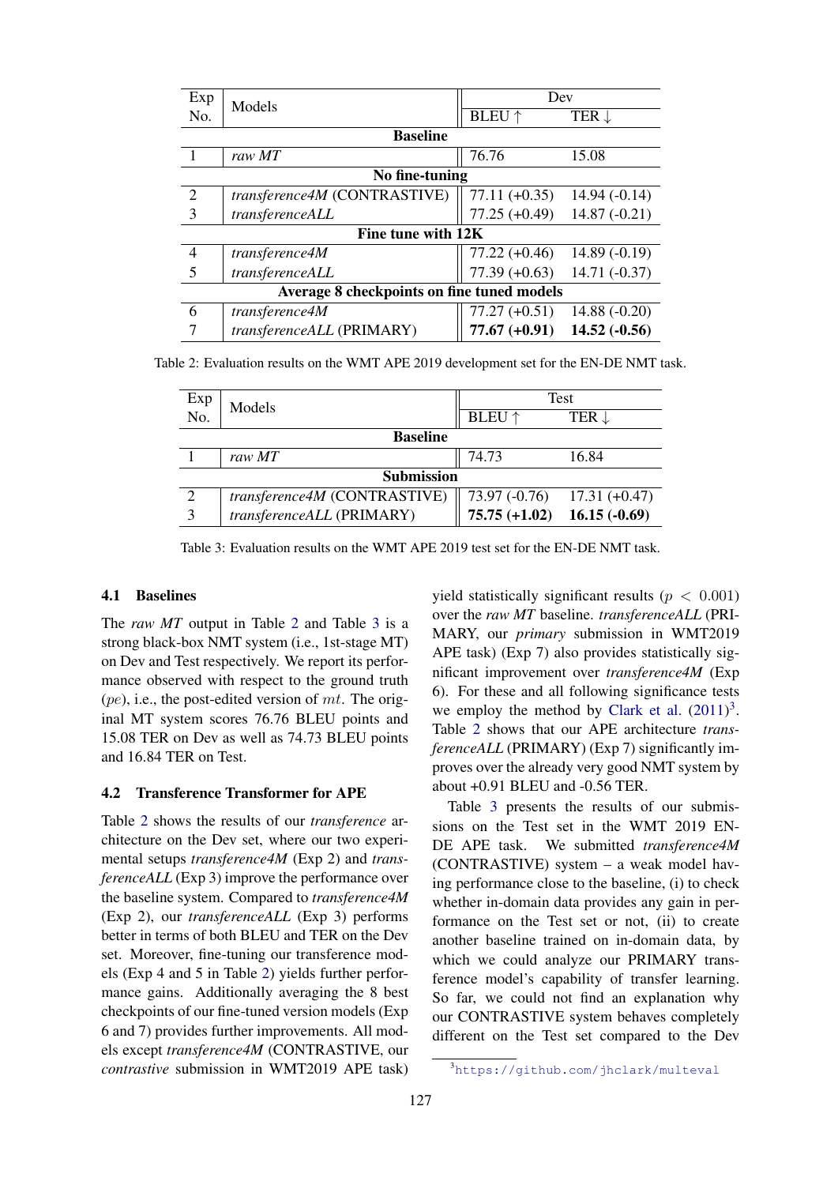| Exp No. | Models | Dev | |
|---|---|---|---|
| | | BLEU ↑ | TER ↓ |
| **Baseline** | | | |
| 1 | *raw MT* | 76.76 | 15.08 |
| **No fine-tuning** | | | |
| 2 | *transference4M* (CONTRASTIVE) | 77.11 (+0.35) | 14.94 (-0.14) |
| 3 | *transferenceALL* | 77.25 (+0.49) | 14.87 (-0.21) |
| **Fine tune with 12K** | | | |
| 4 | *transference4M* | 77.22 (+0.46) | 14.89 (-0.19) |
| 5 | *transferenceALL* | 77.39 (+0.63) | 14.71 (-0.37) |
| **Average 8 checkpoints on fine tuned models** | | | |
| 6 | *transference4M* | 77.27 (+0.51) | 14.88 (-0.20) |
| 7 | *transferenceALL* (PRIMARY) | **77.67 (+0.91)** | **14.52 (-0.56)** |

Table 2: Evaluation results on the WMT APE 2019 development set for the EN-DE NMT task.

| Exp No. | Models | Test | |
|---|---|---|---|
| | | BLEU ↑ | TER ↓ |
| **Baseline** | | | |
| 1 | *raw MT* | 74.73 | 16.84 |
| **Submission** | | | |
| 2 | *transference4M* (CONTRASTIVE) | 73.97 (-0.76) | 17.31 (+0.47) |
| 3 | *transferenceALL* (PRIMARY) | **75.75 (+1.02)** | **16.15 (-0.69)** |

Table 3: Evaluation results on the WMT APE 2019 test set for the EN-DE NMT task.

### 4.1 Baselines

The *raw MT* output in Table 2 and Table 3 is a strong black-box NMT system (i.e., 1st-stage MT) on Dev and Test respectively. We report its performance observed with respect to the ground truth ($pe$), i.e., the post-edited version of $mt$. The original MT system scores 76.76 BLEU points and 15.08 TER on Dev as well as 74.73 BLEU points and 16.84 TER on Test.

### 4.2 Transference Transformer for APE

Table 2 shows the results of our *transference* architecture on the Dev set, where our two experimental setups *transference4M* (Exp 2) and *transferenceALL* (Exp 3) improve the performance over the baseline system. Compared to *transference4M* (Exp 2), our *transferenceALL* (Exp 3) performs better in terms of both BLEU and TER on the Dev set. Moreover, fine-tuning our transference models (Exp 4 and 5 in Table 2) yields further performance gains. Additionally averaging the 8 best checkpoints of our fine-tuned version models (Exp 6 and 7) provides further improvements. All models except *transference4M* (CONTRASTIVE, our *contrastive* submission in WMT2019 APE task) yield statistically significant results ($p < 0.001$) over the *raw MT* baseline. *transferenceALL* (PRIMARY, our *primary* submission in WMT2019 APE task) (Exp 7) also provides statistically significant improvement over *transference4M* (Exp 6). For these and all following significance tests we employ the method by Clark et al. (2011)[3]. Table 2 shows that our APE architecture *transferenceALL* (PRIMARY) (Exp 7) significantly improves over the already very good NMT system by about +0.91 BLEU and -0.56 TER.

Table 3 presents the results of our submissions on the Test set in the WMT 2019 EN-DE APE task. We submitted *transference4M* (CONTRASTIVE) system – a weak model having performance close to the baseline, (i) to check whether in-domain data provides any gain in performance on the Test set or not, (ii) to create another baseline trained on in-domain data, by which we could analyze our PRIMARY transference model's capability of transfer learning. So far, we could not find an explanation why our CONTRASTIVE system behaves completely different on the Test set compared to the Dev

[3] https://github.com/jhclark/multeval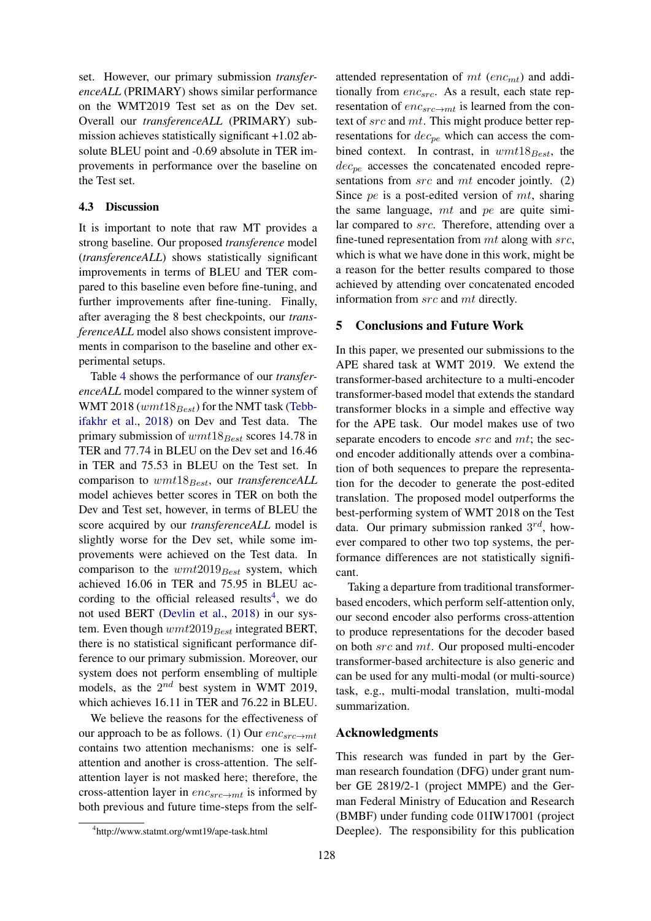set. However, our primary submission *transferenceALL* (PRIMARY) shows similar performance on the WMT2019 Test set as on the Dev set. Overall our *transferenceALL* (PRIMARY) submission achieves statistically significant +1.02 absolute BLEU point and -0.69 absolute in TER improvements in performance over the baseline on the Test set.

### 4.3 Discussion

It is important to note that raw MT provides a strong baseline. Our proposed *transference* model (*transferenceALL*) shows statistically significant improvements in terms of BLEU and TER compared to this baseline even before fine-tuning, and further improvements after fine-tuning. Finally, after averaging the 8 best checkpoints, our *transferenceALL* model also shows consistent improvements in comparison to the baseline and other experimental setups.

Table 4 shows the performance of our *transferenceALL* model compared to the winner system of WMT 2018 ($wmt18_{Best}$) for the NMT task (Tebbifakhr et al., 2018) on Dev and Test data. The primary submission of $wmt18_{Best}$ scores 14.78 in TER and 77.74 in BLEU on the Dev set and 16.46 in TER and 75.53 in BLEU on the Test set. In comparison to $wmt18_{Best}$, our *transferenceALL* model achieves better scores in TER on both the Dev and Test set, however, in terms of BLEU the score acquired by our *transferenceALL* model is slightly worse for the Dev set, while some improvements were achieved on the Test data. In comparison to the $wmt2019_{Best}$ system, which achieved 16.06 in TER and 75.95 in BLEU according to the official released results[4], we do not used BERT (Devlin et al., 2018) in our system. Even though $wmt2019_{Best}$ integrated BERT, there is no statistical significant performance difference to our primary submission. Moreover, our system does not perform ensembling of multiple models, as the $2^{nd}$ best system in WMT 2019, which achieves 16.11 in TER and 76.22 in BLEU.

We believe the reasons for the effectiveness of our approach to be as follows. (1) Our $enc_{src \rightarrow mt}$ contains two attention mechanisms: one is self-attention and another is cross-attention. The self-attention layer is not masked here; therefore, the cross-attention layer in $enc_{src \rightarrow mt}$ is informed by both previous and future time-steps from the self-attended representation of $mt$ ($enc_{mt}$) and additionally from $enc_{src}$. As a result, each state representation of $enc_{src \rightarrow mt}$ is learned from the context of $src$ and $mt$. This might produce better representations for $dec_{pe}$ which can access the combined context. In contrast, in $wmt18_{Best}$, the $dec_{pe}$ accesses the concatenated encoded representations from $src$ and $mt$ encoder jointly. (2) Since $pe$ is a post-edited version of $mt$, sharing the same language, $mt$ and $pe$ are quite similar compared to $src$. Therefore, attending over a fine-tuned representation from $mt$ along with $src$, which is what we have done in this work, might be a reason for the better results compared to those achieved by attending over concatenated encoded information from $src$ and $mt$ directly.

## 5 Conclusions and Future Work

In this paper, we presented our submissions to the APE shared task at WMT 2019. We extend the transformer-based architecture to a multi-encoder transformer-based model that extends the standard transformer blocks in a simple and effective way for the APE task. Our model makes use of two separate encoders to encode $src$ and $mt$; the second encoder additionally attends over a combination of both sequences to prepare the representation for the decoder to generate the post-edited translation. The proposed model outperforms the best-performing system of WMT 2018 on the Test data. Our primary submission ranked $3^{rd}$, however compared to other two top systems, the performance differences are not statistically significant.

Taking a departure from traditional transformer-based encoders, which perform self-attention only, our second encoder also performs cross-attention to produce representations for the decoder based on both $src$ and $mt$. Our proposed multi-encoder transformer-based architecture is also generic and can be used for any multi-modal (or multi-source) task, e.g., multi-modal translation, multi-modal summarization.

## Acknowledgments

This research was funded in part by the German research foundation (DFG) under grant number GE 2819/2-1 (project MMPE) and the German Federal Ministry of Education and Research (BMBF) under funding code 01IW17001 (project Deeplee). The responsibility for this publication

[4] http://www.statmt.org/wmt19/ape-task.html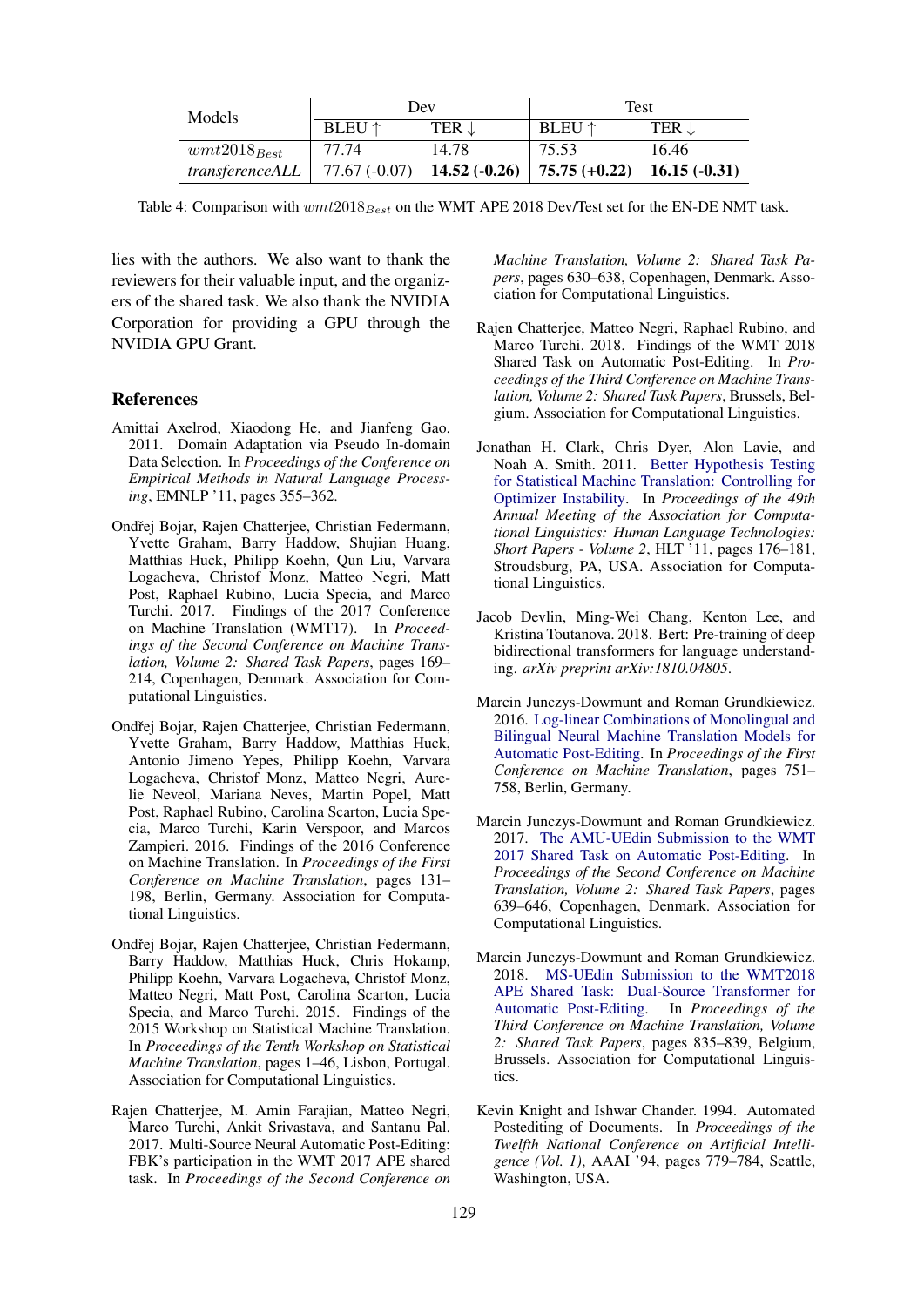| Models | Dev | | Test | |
|---|---|---|---|---|
| | BLEU ↑ | TER ↓ | BLEU ↑ | TER ↓ |
| $wmt2018_{Best}$ | 77.74 | 14.78 | 75.53 | 16.46 |
| *transferenceALL* | 77.67 (-0.07) | **14.52 (-0.26)** | **75.75 (+0.22)** | **16.15 (-0.31)** |

Table 4: Comparison with $wmt2018_{Best}$ on the WMT APE 2018 Dev/Test set for the EN-DE NMT task.

lies with the authors. We also want to thank the reviewers for their valuable input, and the organizers of the shared task. We also thank the NVIDIA Corporation for providing a GPU through the NVIDIA GPU Grant.

## References

Amittai Axelrod, Xiaodong He, and Jianfeng Gao. 2011. Domain Adaptation via Pseudo In-domain Data Selection. In *Proceedings of the Conference on Empirical Methods in Natural Language Processing*, EMNLP '11, pages 355–362.

Ondřej Bojar, Rajen Chatterjee, Christian Federmann, Yvette Graham, Barry Haddow, Shujian Huang, Matthias Huck, Philipp Koehn, Qun Liu, Varvara Logacheva, Christof Monz, Matteo Negri, Matt Post, Raphael Rubino, Lucia Specia, and Marco Turchi. 2017. Findings of the 2017 Conference on Machine Translation (WMT17). In *Proceedings of the Second Conference on Machine Translation, Volume 2: Shared Task Papers*, pages 169–214, Copenhagen, Denmark. Association for Computational Linguistics.

Ondřej Bojar, Rajen Chatterjee, Christian Federmann, Yvette Graham, Barry Haddow, Matthias Huck, Antonio Jimeno Yepes, Philipp Koehn, Varvara Logacheva, Christof Monz, Matteo Negri, Aurelie Neveol, Mariana Neves, Martin Popel, Matt Post, Raphael Rubino, Carolina Scarton, Lucia Specia, Marco Turchi, Karin Verspoor, and Marcos Zampieri. 2016. Findings of the 2016 Conference on Machine Translation. In *Proceedings of the First Conference on Machine Translation*, pages 131–198, Berlin, Germany. Association for Computational Linguistics.

Ondřej Bojar, Rajen Chatterjee, Christian Federmann, Barry Haddow, Matthias Huck, Chris Hokamp, Philipp Koehn, Varvara Logacheva, Christof Monz, Matteo Negri, Matt Post, Carolina Scarton, Lucia Specia, and Marco Turchi. 2015. Findings of the 2015 Workshop on Statistical Machine Translation. In *Proceedings of the Tenth Workshop on Statistical Machine Translation*, pages 1–46, Lisbon, Portugal. Association for Computational Linguistics.

Rajen Chatterjee, M. Amin Farajian, Matteo Negri, Marco Turchi, Ankit Srivastava, and Santanu Pal. 2017. Multi-Source Neural Automatic Post-Editing: FBK's participation in the WMT 2017 APE shared task. In *Proceedings of the Second Conference on Machine Translation, Volume 2: Shared Task Papers*, pages 630–638, Copenhagen, Denmark. Association for Computational Linguistics.

Rajen Chatterjee, Matteo Negri, Raphael Rubino, and Marco Turchi. 2018. Findings of the WMT 2018 Shared Task on Automatic Post-Editing. In *Proceedings of the Third Conference on Machine Translation, Volume 2: Shared Task Papers*, Brussels, Belgium. Association for Computational Linguistics.

Jonathan H. Clark, Chris Dyer, Alon Lavie, and Noah A. Smith. 2011. Better Hypothesis Testing for Statistical Machine Translation: Controlling for Optimizer Instability. In *Proceedings of the 49th Annual Meeting of the Association for Computational Linguistics: Human Language Technologies: Short Papers - Volume 2*, HLT '11, pages 176–181, Stroudsburg, PA, USA. Association for Computational Linguistics.

Jacob Devlin, Ming-Wei Chang, Kenton Lee, and Kristina Toutanova. 2018. Bert: Pre-training of deep bidirectional transformers for language understanding. *arXiv preprint arXiv:1810.04805*.

Marcin Junczys-Dowmunt and Roman Grundkiewicz. 2016. Log-linear Combinations of Monolingual and Bilingual Neural Machine Translation Models for Automatic Post-Editing. In *Proceedings of the First Conference on Machine Translation*, pages 751–758, Berlin, Germany.

Marcin Junczys-Dowmunt and Roman Grundkiewicz. 2017. The AMU-UEdin Submission to the WMT 2017 Shared Task on Automatic Post-Editing. In *Proceedings of the Second Conference on Machine Translation, Volume 2: Shared Task Papers*, pages 639–646, Copenhagen, Denmark. Association for Computational Linguistics.

Marcin Junczys-Dowmunt and Roman Grundkiewicz. 2018. MS-UEdin Submission to the WMT2018 APE Shared Task: Dual-Source Transformer for Automatic Post-Editing. In *Proceedings of the Third Conference on Machine Translation, Volume 2: Shared Task Papers*, pages 835–839, Belgium, Brussels. Association for Computational Linguistics.

Kevin Knight and Ishwar Chander. 1994. Automated Postediting of Documents. In *Proceedings of the Twelfth National Conference on Artificial Intelligence (Vol. 1)*, AAAI '94, pages 779–784, Seattle, Washington, USA.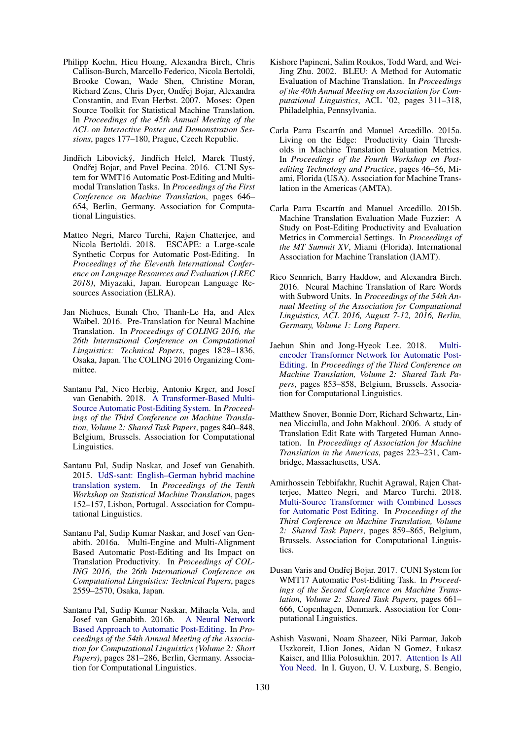Philipp Koehn, Hieu Hoang, Alexandra Birch, Chris Callison-Burch, Marcello Federico, Nicola Bertoldi, Brooke Cowan, Wade Shen, Christine Moran, Richard Zens, Chris Dyer, Ondřej Bojar, Alexandra Constantin, and Evan Herbst. 2007. Moses: Open Source Toolkit for Statistical Machine Translation. In *Proceedings of the 45th Annual Meeting of the ACL on Interactive Poster and Demonstration Sessions*, pages 177–180, Prague, Czech Republic.

Jindřich Libovický, Jindřich Helcl, Marek Tlustý, Ondřej Bojar, and Pavel Pecina. 2016. CUNI System for WMT16 Automatic Post-Editing and Multimodal Translation Tasks. In *Proceedings of the First Conference on Machine Translation*, pages 646–654, Berlin, Germany. Association for Computational Linguistics.

Matteo Negri, Marco Turchi, Rajen Chatterjee, and Nicola Bertoldi. 2018. ESCAPE: a Large-scale Synthetic Corpus for Automatic Post-Editing. In *Proceedings of the Eleventh International Conference on Language Resources and Evaluation (LREC 2018)*, Miyazaki, Japan. European Language Resources Association (ELRA).

Jan Niehues, Eunah Cho, Thanh-Le Ha, and Alex Waibel. 2016. Pre-Translation for Neural Machine Translation. In *Proceedings of COLING 2016, the 26th International Conference on Computational Linguistics: Technical Papers*, pages 1828–1836, Osaka, Japan. The COLING 2016 Organizing Committee.

Santanu Pal, Nico Herbig, Antonio Krger, and Josef van Genabith. 2018. A Transformer-Based Multi-Source Automatic Post-Editing System. In *Proceedings of the Third Conference on Machine Translation, Volume 2: Shared Task Papers*, pages 840–848, Belgium, Brussels. Association for Computational Linguistics.

Santanu Pal, Sudip Naskar, and Josef van Genabith. 2015. UdS-sant: English–German hybrid machine translation system. In *Proceedings of the Tenth Workshop on Statistical Machine Translation*, pages 152–157, Lisbon, Portugal. Association for Computational Linguistics.

Santanu Pal, Sudip Kumar Naskar, and Josef van Genabith. 2016a. Multi-Engine and Multi-Alignment Based Automatic Post-Editing and Its Impact on Translation Productivity. In *Proceedings of COLING 2016, the 26th International Conference on Computational Linguistics: Technical Papers*, pages 2559–2570, Osaka, Japan.

Santanu Pal, Sudip Kumar Naskar, Mihaela Vela, and Josef van Genabith. 2016b. A Neural Network Based Approach to Automatic Post-Editing. In *Proceedings of the 54th Annual Meeting of the Association for Computational Linguistics (Volume 2: Short Papers)*, pages 281–286, Berlin, Germany. Association for Computational Linguistics.

Kishore Papineni, Salim Roukos, Todd Ward, and Wei-Jing Zhu. 2002. BLEU: A Method for Automatic Evaluation of Machine Translation. In *Proceedings of the 40th Annual Meeting on Association for Computational Linguistics*, ACL '02, pages 311–318, Philadelphia, Pennsylvania.

Carla Parra Escartín and Manuel Arcedillo. 2015a. Living on the Edge: Productivity Gain Thresholds in Machine Translation Evaluation Metrics. In *Proceedings of the Fourth Workshop on Post-editing Technology and Practice*, pages 46–56, Miami, Florida (USA). Association for Machine Translation in the Americas (AMTA).

Carla Parra Escartín and Manuel Arcedillo. 2015b. Machine Translation Evaluation Made Fuzzier: A Study on Post-Editing Productivity and Evaluation Metrics in Commercial Settings. In *Proceedings of the MT Summit XV*, Miami (Florida). International Association for Machine Translation (IAMT).

Rico Sennrich, Barry Haddow, and Alexandra Birch. 2016. Neural Machine Translation of Rare Words with Subword Units. In *Proceedings of the 54th Annual Meeting of the Association for Computational Linguistics, ACL 2016, August 7-12, 2016, Berlin, Germany, Volume 1: Long Papers*.

Jaehun Shin and Jong-Hyeok Lee. 2018. Multi-encoder Transformer Network for Automatic Post-Editing. In *Proceedings of the Third Conference on Machine Translation, Volume 2: Shared Task Papers*, pages 853–858, Belgium, Brussels. Association for Computational Linguistics.

Matthew Snover, Bonnie Dorr, Richard Schwartz, Linnea Micciulla, and John Makhoul. 2006. A study of Translation Edit Rate with Targeted Human Annotation. In *Proceedings of Association for Machine Translation in the Americas*, pages 223–231, Cambridge, Massachusetts, USA.

Amirhossein Tebbifakhr, Ruchit Agrawal, Rajen Chatterjee, Matteo Negri, and Marco Turchi. 2018. Multi-Source Transformer with Combined Losses for Automatic Post Editing. In *Proceedings of the Third Conference on Machine Translation, Volume 2: Shared Task Papers*, pages 859–865, Belgium, Brussels. Association for Computational Linguistics.

Dusan Varis and Ondřej Bojar. 2017. CUNI System for WMT17 Automatic Post-Editing Task. In *Proceedings of the Second Conference on Machine Translation, Volume 2: Shared Task Papers*, pages 661–666, Copenhagen, Denmark. Association for Computational Linguistics.

Ashish Vaswani, Noam Shazeer, Niki Parmar, Jakob Uszkoreit, Llion Jones, Aidan N Gomez, Łukasz Kaiser, and Illia Polosukhin. 2017. Attention Is All You Need. In I. Guyon, U. V. Luxburg, S. Bengio,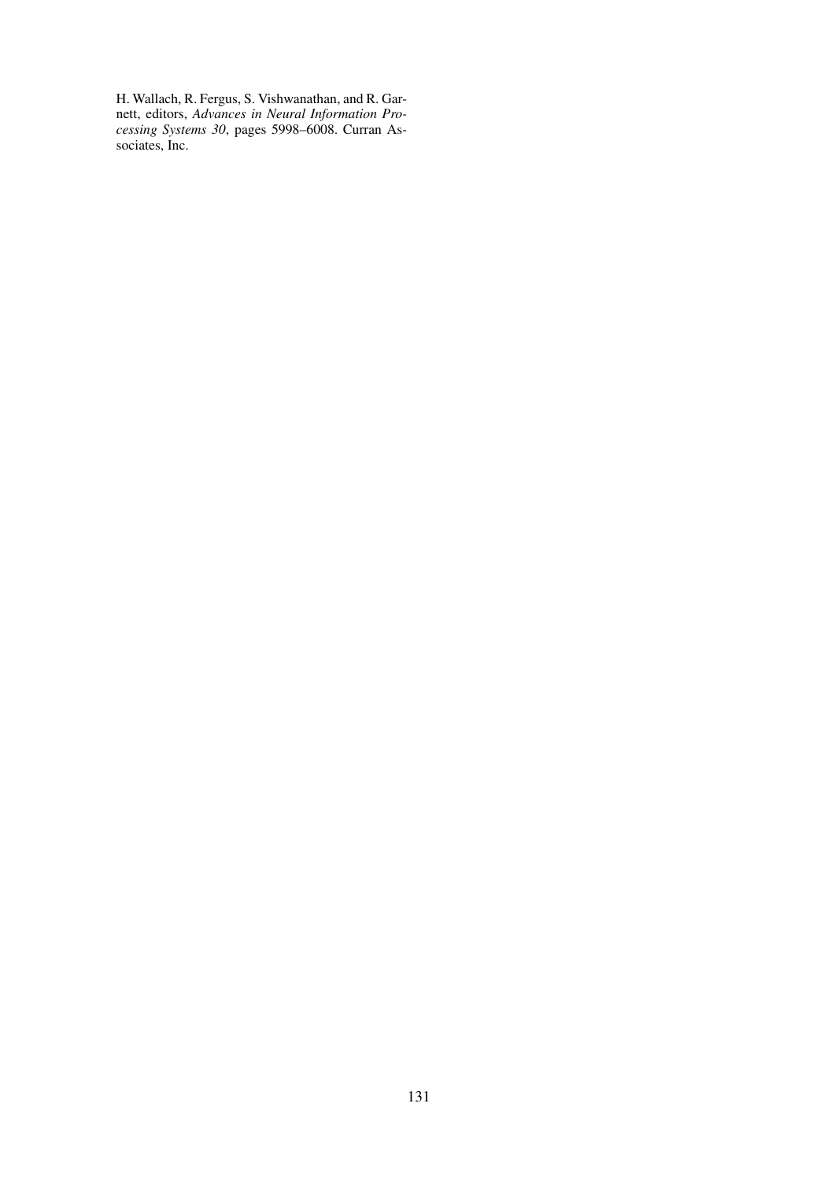H. Wallach, R. Fergus, S. Vishwanathan, and R. Garnett, editors, *Advances in Neural Information Processing Systems 30*, pages 5998–6008. Curran Associates, Inc.